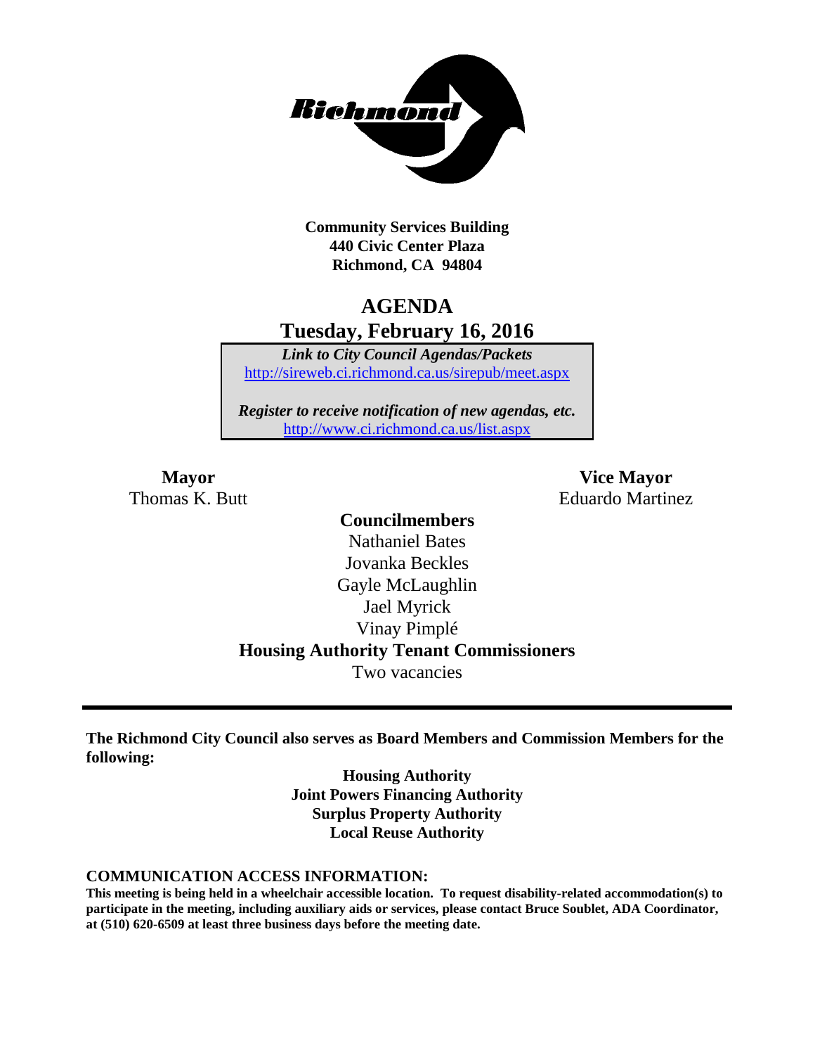**Community Services Building**
**440 Civic Center Plaza**
**Richmond, CA 94804**

# AGENDA
## Tuesday, February 16, 2016

*Link to City Council Agendas/Packets*
http://sireweb.ci.richmond.ca.us/sirepub/meet.aspx

*Register to receive notification of new agendas, etc.*
http://www.ci.richmond.ca.us/list.aspx

**Mayor**
Thomas K. Butt

**Vice Mayor**
Eduardo Martinez

**Councilmembers**
Nathaniel Bates
Jovanka Beckles
Gayle McLaughlin
Jael Myrick
Vinay Pimplé

**Housing Authority Tenant Commissioners**
Two vacancies

---

**The Richmond City Council also serves as Board Members and Commission Members for the following:**

**Housing Authority**
**Joint Powers Financing Authority**
**Surplus Property Authority**
**Local Reuse Authority**

**COMMUNICATION ACCESS INFORMATION:**

**This meeting is being held in a wheelchair accessible location. To request disability-related accommodation(s) to participate in the meeting, including auxiliary aids or services, please contact Bruce Soublet, ADA Coordinator, at (510) 620-6509 at least three business days before the meeting date.**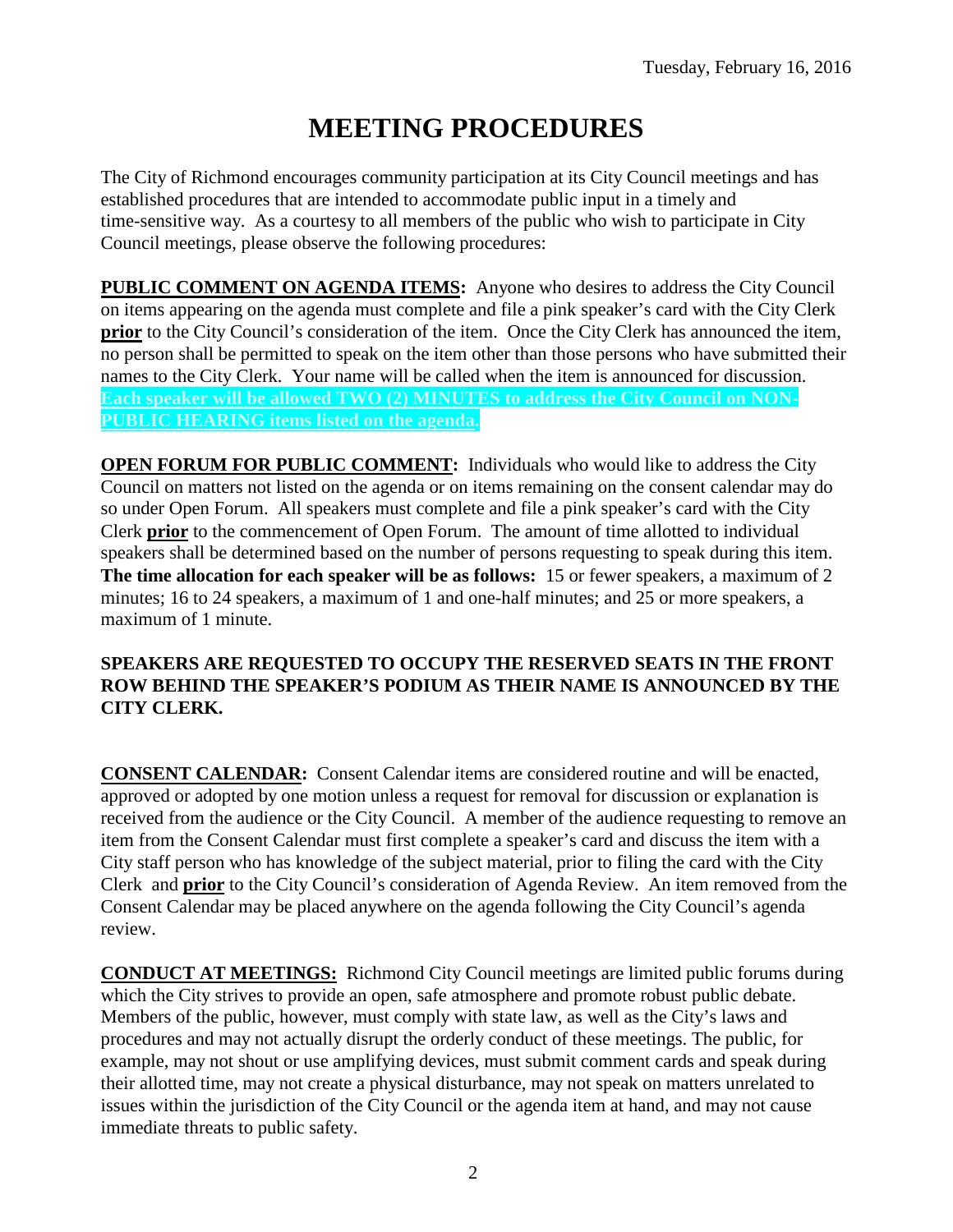Tuesday, February 16, 2016

# MEETING PROCEDURES

The City of Richmond encourages community participation at its City Council meetings and has established procedures that are intended to accommodate public input in a timely and time-sensitive way. As a courtesy to all members of the public who wish to participate in City Council meetings, please observe the following procedures:

**PUBLIC COMMENT ON AGENDA ITEMS:** Anyone who desires to address the City Council on items appearing on the agenda must complete and file a pink speaker's card with the City Clerk **prior** to the City Council's consideration of the item. Once the City Clerk has announced the item, no person shall be permitted to speak on the item other than those persons who have submitted their names to the City Clerk. Your name will be called when the item is announced for discussion. **Each speaker will be allowed TWO (2) MINUTES to address the City Council on NON-PUBLIC HEARING items listed on the agenda.**

**OPEN FORUM FOR PUBLIC COMMENT:** Individuals who would like to address the City Council on matters not listed on the agenda or on items remaining on the consent calendar may do so under Open Forum. All speakers must complete and file a pink speaker's card with the City Clerk **prior** to the commencement of Open Forum. The amount of time allotted to individual speakers shall be determined based on the number of persons requesting to speak during this item. **The time allocation for each speaker will be as follows:** 15 or fewer speakers, a maximum of 2 minutes; 16 to 24 speakers, a maximum of 1 and one-half minutes; and 25 or more speakers, a maximum of 1 minute.

**SPEAKERS ARE REQUESTED TO OCCUPY THE RESERVED SEATS IN THE FRONT ROW BEHIND THE SPEAKER'S PODIUM AS THEIR NAME IS ANNOUNCED BY THE CITY CLERK.**

**CONSENT CALENDAR:** Consent Calendar items are considered routine and will be enacted, approved or adopted by one motion unless a request for removal for discussion or explanation is received from the audience or the City Council. A member of the audience requesting to remove an item from the Consent Calendar must first complete a speaker's card and discuss the item with a City staff person who has knowledge of the subject material, prior to filing the card with the City Clerk and **prior** to the City Council's consideration of Agenda Review. An item removed from the Consent Calendar may be placed anywhere on the agenda following the City Council's agenda review.

**CONDUCT AT MEETINGS:** Richmond City Council meetings are limited public forums during which the City strives to provide an open, safe atmosphere and promote robust public debate. Members of the public, however, must comply with state law, as well as the City's laws and procedures and may not actually disrupt the orderly conduct of these meetings. The public, for example, may not shout or use amplifying devices, must submit comment cards and speak during their allotted time, may not create a physical disturbance, may not speak on matters unrelated to issues within the jurisdiction of the City Council or the agenda item at hand, and may not cause immediate threats to public safety.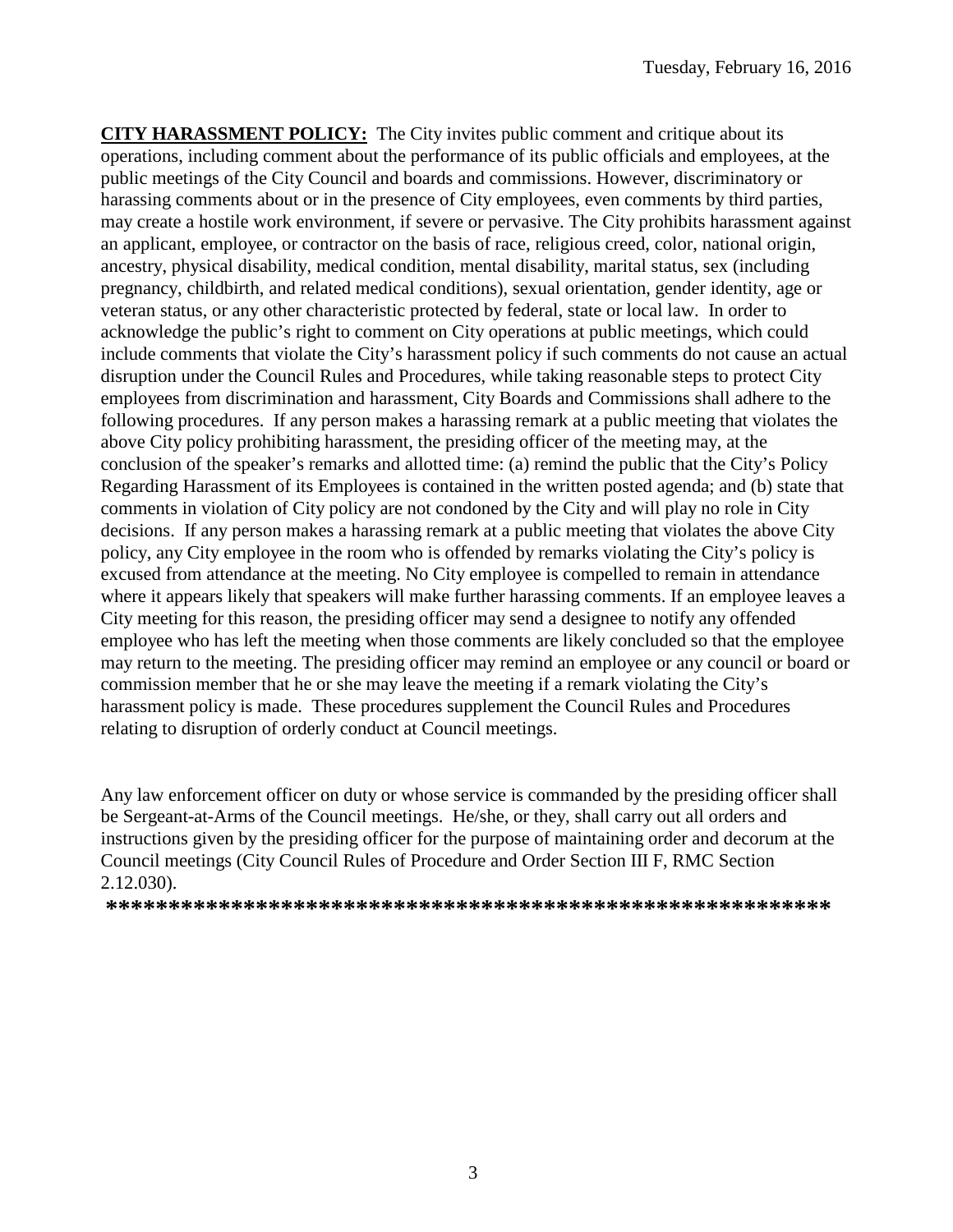**CITY HARASSMENT POLICY:** The City invites public comment and critique about its operations, including comment about the performance of its public officials and employees, at the public meetings of the City Council and boards and commissions. However, discriminatory or harassing comments about or in the presence of City employees, even comments by third parties, may create a hostile work environment, if severe or pervasive. The City prohibits harassment against an applicant, employee, or contractor on the basis of race, religious creed, color, national origin, ancestry, physical disability, medical condition, mental disability, marital status, sex (including pregnancy, childbirth, and related medical conditions), sexual orientation, gender identity, age or veteran status, or any other characteristic protected by federal, state or local law. In order to acknowledge the public's right to comment on City operations at public meetings, which could include comments that violate the City's harassment policy if such comments do not cause an actual disruption under the Council Rules and Procedures, while taking reasonable steps to protect City employees from discrimination and harassment, City Boards and Commissions shall adhere to the following procedures. If any person makes a harassing remark at a public meeting that violates the above City policy prohibiting harassment, the presiding officer of the meeting may, at the conclusion of the speaker's remarks and allotted time: (a) remind the public that the City's Policy Regarding Harassment of its Employees is contained in the written posted agenda; and (b) state that comments in violation of City policy are not condoned by the City and will play no role in City decisions. If any person makes a harassing remark at a public meeting that violates the above City policy, any City employee in the room who is offended by remarks violating the City's policy is excused from attendance at the meeting. No City employee is compelled to remain in attendance where it appears likely that speakers will make further harassing comments. If an employee leaves a City meeting for this reason, the presiding officer may send a designee to notify any offended employee who has left the meeting when those comments are likely concluded so that the employee may return to the meeting. The presiding officer may remind an employee or any council or board or commission member that he or she may leave the meeting if a remark violating the City's harassment policy is made. These procedures supplement the Council Rules and Procedures relating to disruption of orderly conduct at Council meetings.

Any law enforcement officer on duty or whose service is commanded by the presiding officer shall be Sergeant-at-Arms of the Council meetings. He/she, or they, shall carry out all orders and instructions given by the presiding officer for the purpose of maintaining order and decorum at the Council meetings (City Council Rules of Procedure and Order Section III F, RMC Section 2.12.030).

**\*\*\*\*\*\*\*\*\*\*\*\*\*\*\*\*\*\*\*\*\*\*\*\*\*\*\*\*\*\*\*\*\*\*\*\*\*\*\*\*\*\*\*\*\*\*\*\*\*\*\*\*\*\*\*\*\*\*\***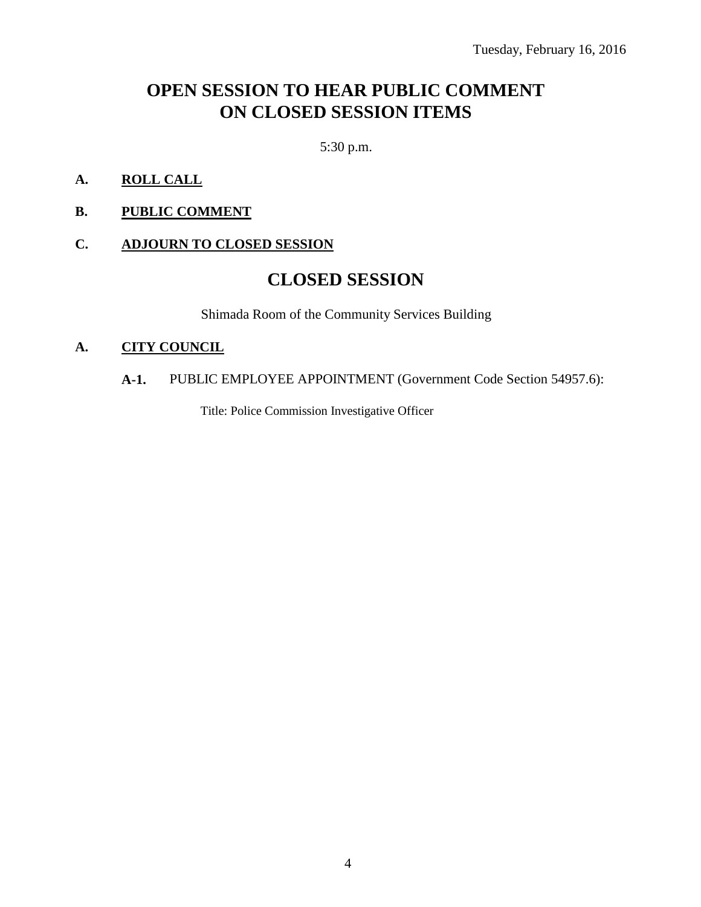Tuesday, February 16, 2016

# OPEN SESSION TO HEAR PUBLIC COMMENT ON CLOSED SESSION ITEMS

5:30 p.m.

**A. ROLL CALL**

**B. PUBLIC COMMENT**

**C. ADJOURN TO CLOSED SESSION**

# CLOSED SESSION

Shimada Room of the Community Services Building

**A. CITY COUNCIL**

**A-1.** PUBLIC EMPLOYEE APPOINTMENT (Government Code Section 54957.6):

Title: Police Commission Investigative Officer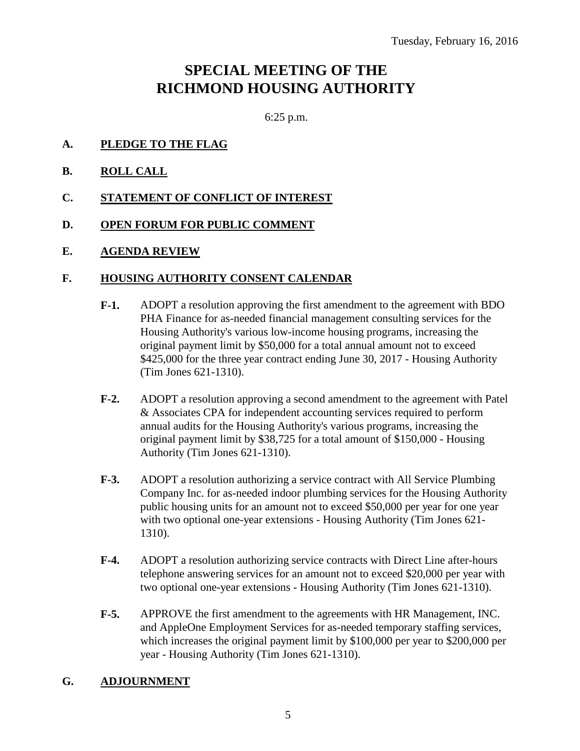Tuesday, February 16, 2016

# SPECIAL MEETING OF THE RICHMOND HOUSING AUTHORITY

6:25 p.m.

**A. PLEDGE TO THE FLAG**

**B. ROLL CALL**

**C. STATEMENT OF CONFLICT OF INTEREST**

**D. OPEN FORUM FOR PUBLIC COMMENT**

**E. AGENDA REVIEW**

**F. HOUSING AUTHORITY CONSENT CALENDAR**

**F-1.** ADOPT a resolution approving the first amendment to the agreement with BDO PHA Finance for as-needed financial management consulting services for the Housing Authority's various low-income housing programs, increasing the original payment limit by $50,000 for a total annual amount not to exceed $425,000 for the three year contract ending June 30, 2017 - Housing Authority (Tim Jones 621-1310).

**F-2.** ADOPT a resolution approving a second amendment to the agreement with Patel & Associates CPA for independent accounting services required to perform annual audits for the Housing Authority's various programs, increasing the original payment limit by $38,725 for a total amount of $150,000 - Housing Authority (Tim Jones 621-1310).

**F-3.** ADOPT a resolution authorizing a service contract with All Service Plumbing Company Inc. for as-needed indoor plumbing services for the Housing Authority public housing units for an amount not to exceed $50,000 per year for one year with two optional one-year extensions - Housing Authority (Tim Jones 621-1310).

**F-4.** ADOPT a resolution authorizing service contracts with Direct Line after-hours telephone answering services for an amount not to exceed $20,000 per year with two optional one-year extensions - Housing Authority (Tim Jones 621-1310).

**F-5.** APPROVE the first amendment to the agreements with HR Management, INC. and AppleOne Employment Services for as-needed temporary staffing services, which increases the original payment limit by $100,000 per year to $200,000 per year - Housing Authority (Tim Jones 621-1310).

**G. ADJOURNMENT**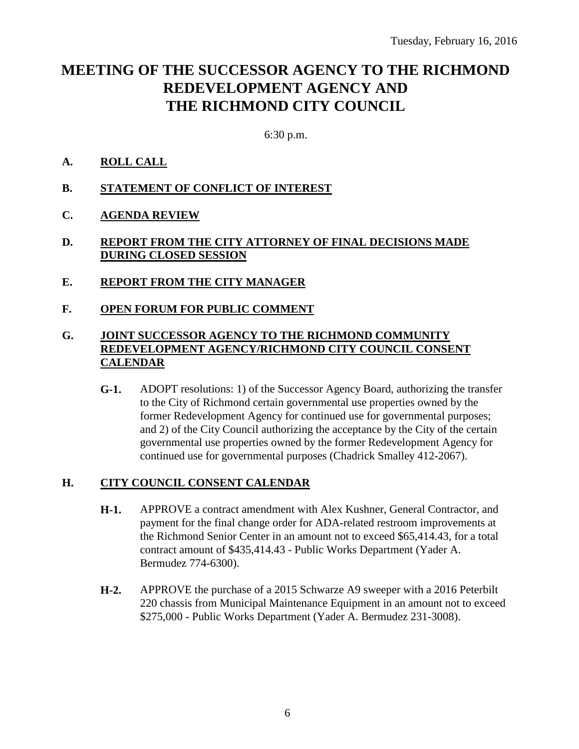Tuesday, February 16, 2016

# MEETING OF THE SUCCESSOR AGENCY TO THE RICHMOND REDEVELOPMENT AGENCY AND THE RICHMOND CITY COUNCIL

6:30 p.m.

**A. ROLL CALL**

**B. STATEMENT OF CONFLICT OF INTEREST**

**C. AGENDA REVIEW**

**D. REPORT FROM THE CITY ATTORNEY OF FINAL DECISIONS MADE DURING CLOSED SESSION**

**E. REPORT FROM THE CITY MANAGER**

**F. OPEN FORUM FOR PUBLIC COMMENT**

**G. JOINT SUCCESSOR AGENCY TO THE RICHMOND COMMUNITY REDEVELOPMENT AGENCY/RICHMOND CITY COUNCIL CONSENT CALENDAR**

**G-1.** ADOPT resolutions: 1) of the Successor Agency Board, authorizing the transfer to the City of Richmond certain governmental use properties owned by the former Redevelopment Agency for continued use for governmental purposes; and 2) of the City Council authorizing the acceptance by the City of the certain governmental use properties owned by the former Redevelopment Agency for continued use for governmental purposes (Chadrick Smalley 412-2067).

**H. CITY COUNCIL CONSENT CALENDAR**

**H-1.** APPROVE a contract amendment with Alex Kushner, General Contractor, and payment for the final change order for ADA-related restroom improvements at the Richmond Senior Center in an amount not to exceed $65,414.43, for a total contract amount of $435,414.43 - Public Works Department (Yader A. Bermudez 774-6300).

**H-2.** APPROVE the purchase of a 2015 Schwarze A9 sweeper with a 2016 Peterbilt 220 chassis from Municipal Maintenance Equipment in an amount not to exceed $275,000 - Public Works Department (Yader A. Bermudez 231-3008).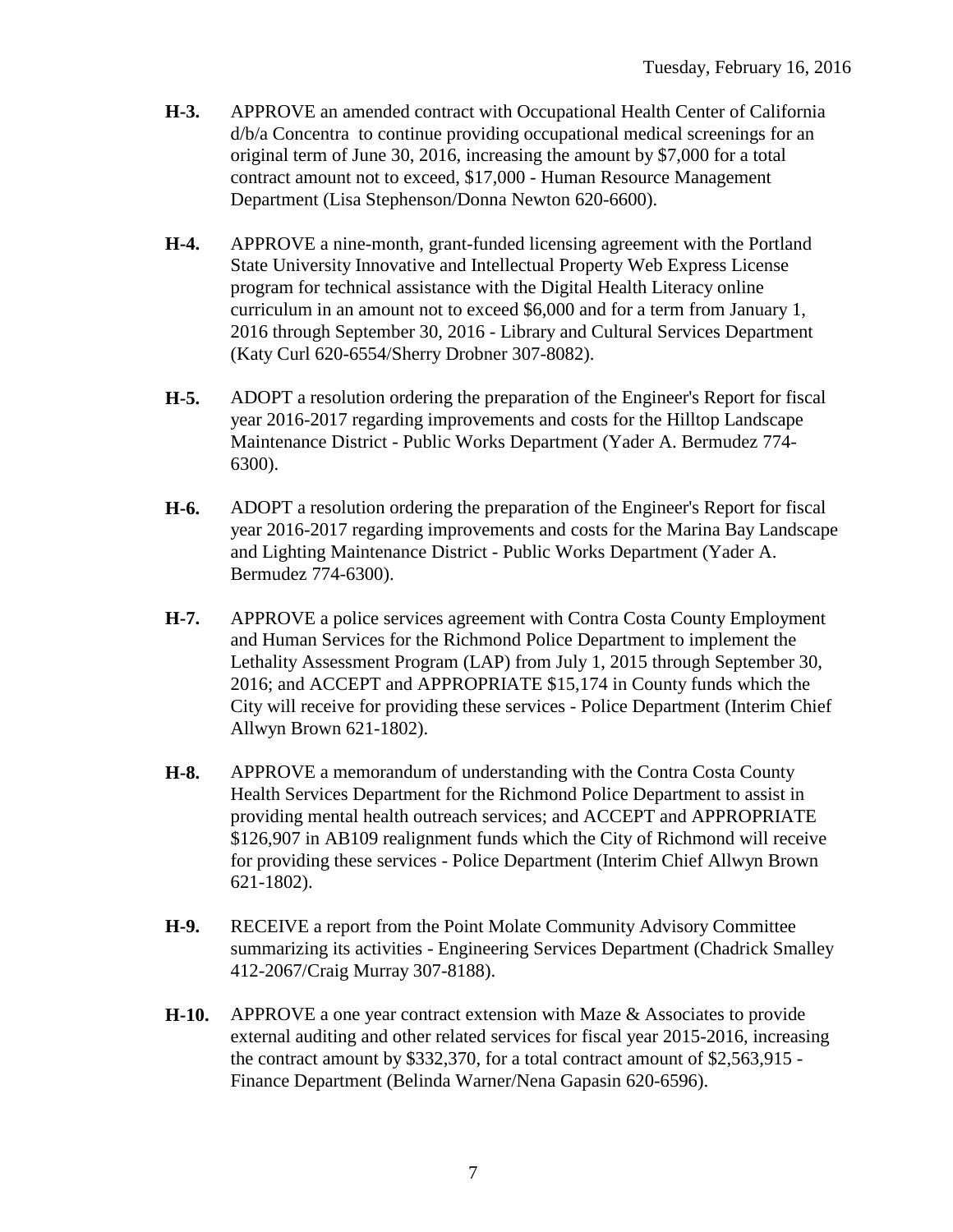- **H-3.** APPROVE an amended contract with Occupational Health Center of California d/b/a Concentra to continue providing occupational medical screenings for an original term of June 30, 2016, increasing the amount by $7,000 for a total contract amount not to exceed, $17,000 - Human Resource Management Department (Lisa Stephenson/Donna Newton 620-6600).

- **H-4.** APPROVE a nine-month, grant-funded licensing agreement with the Portland State University Innovative and Intellectual Property Web Express License program for technical assistance with the Digital Health Literacy online curriculum in an amount not to exceed $6,000 and for a term from January 1, 2016 through September 30, 2016 - Library and Cultural Services Department (Katy Curl 620-6554/Sherry Drobner 307-8082).

- **H-5.** ADOPT a resolution ordering the preparation of the Engineer's Report for fiscal year 2016-2017 regarding improvements and costs for the Hilltop Landscape Maintenance District - Public Works Department (Yader A. Bermudez 774-6300).

- **H-6.** ADOPT a resolution ordering the preparation of the Engineer's Report for fiscal year 2016-2017 regarding improvements and costs for the Marina Bay Landscape and Lighting Maintenance District - Public Works Department (Yader A. Bermudez 774-6300).

- **H-7.** APPROVE a police services agreement with Contra Costa County Employment and Human Services for the Richmond Police Department to implement the Lethality Assessment Program (LAP) from July 1, 2015 through September 30, 2016; and ACCEPT and APPROPRIATE $15,174 in County funds which the City will receive for providing these services - Police Department (Interim Chief Allwyn Brown 621-1802).

- **H-8.** APPROVE a memorandum of understanding with the Contra Costa County Health Services Department for the Richmond Police Department to assist in providing mental health outreach services; and ACCEPT and APPROPRIATE $126,907 in AB109 realignment funds which the City of Richmond will receive for providing these services - Police Department (Interim Chief Allwyn Brown 621-1802).

- **H-9.** RECEIVE a report from the Point Molate Community Advisory Committee summarizing its activities - Engineering Services Department (Chadrick Smalley 412-2067/Craig Murray 307-8188).

- **H-10.** APPROVE a one year contract extension with Maze & Associates to provide external auditing and other related services for fiscal year 2015-2016, increasing the contract amount by $332,370, for a total contract amount of $2,563,915 - Finance Department (Belinda Warner/Nena Gapasin 620-6596).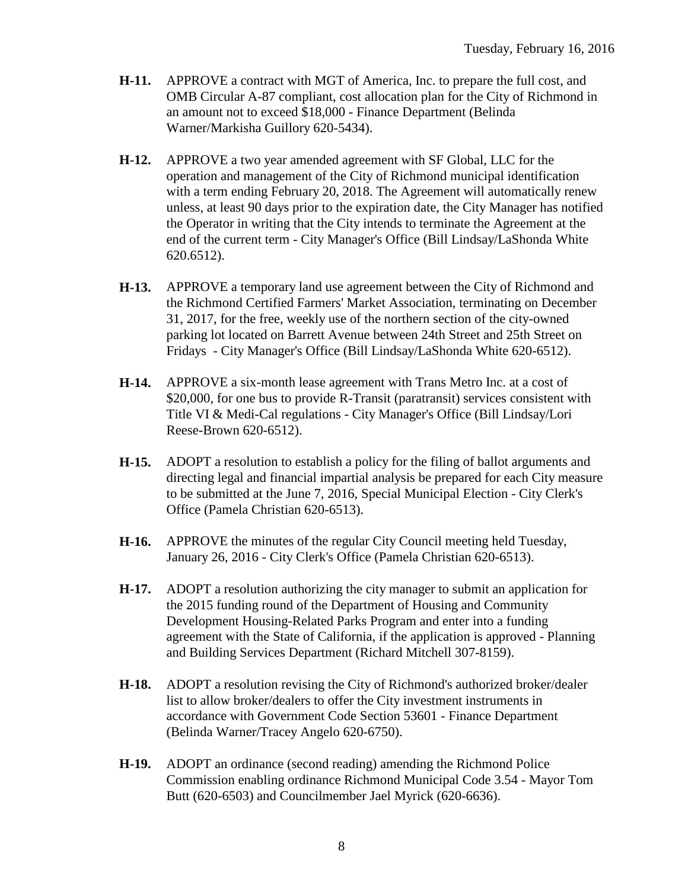**H-11.** APPROVE a contract with MGT of America, Inc. to prepare the full cost, and OMB Circular A-87 compliant, cost allocation plan for the City of Richmond in an amount not to exceed $18,000 - Finance Department (Belinda Warner/Markisha Guillory 620-5434).

**H-12.** APPROVE a two year amended agreement with SF Global, LLC for the operation and management of the City of Richmond municipal identification with a term ending February 20, 2018. The Agreement will automatically renew unless, at least 90 days prior to the expiration date, the City Manager has notified the Operator in writing that the City intends to terminate the Agreement at the end of the current term - City Manager's Office (Bill Lindsay/LaShonda White 620.6512).

**H-13.** APPROVE a temporary land use agreement between the City of Richmond and the Richmond Certified Farmers' Market Association, terminating on December 31, 2017, for the free, weekly use of the northern section of the city-owned parking lot located on Barrett Avenue between 24th Street and 25th Street on Fridays - City Manager's Office (Bill Lindsay/LaShonda White 620-6512).

**H-14.** APPROVE a six-month lease agreement with Trans Metro Inc. at a cost of $20,000, for one bus to provide R-Transit (paratransit) services consistent with Title VI & Medi-Cal regulations - City Manager's Office (Bill Lindsay/Lori Reese-Brown 620-6512).

**H-15.** ADOPT a resolution to establish a policy for the filing of ballot arguments and directing legal and financial impartial analysis be prepared for each City measure to be submitted at the June 7, 2016, Special Municipal Election - City Clerk's Office (Pamela Christian 620-6513).

**H-16.** APPROVE the minutes of the regular City Council meeting held Tuesday, January 26, 2016 - City Clerk's Office (Pamela Christian 620-6513).

**H-17.** ADOPT a resolution authorizing the city manager to submit an application for the 2015 funding round of the Department of Housing and Community Development Housing-Related Parks Program and enter into a funding agreement with the State of California, if the application is approved - Planning and Building Services Department (Richard Mitchell 307-8159).

**H-18.** ADOPT a resolution revising the City of Richmond's authorized broker/dealer list to allow broker/dealers to offer the City investment instruments in accordance with Government Code Section 53601 - Finance Department (Belinda Warner/Tracey Angelo 620-6750).

**H-19.** ADOPT an ordinance (second reading) amending the Richmond Police Commission enabling ordinance Richmond Municipal Code 3.54 - Mayor Tom Butt (620-6503) and Councilmember Jael Myrick (620-6636).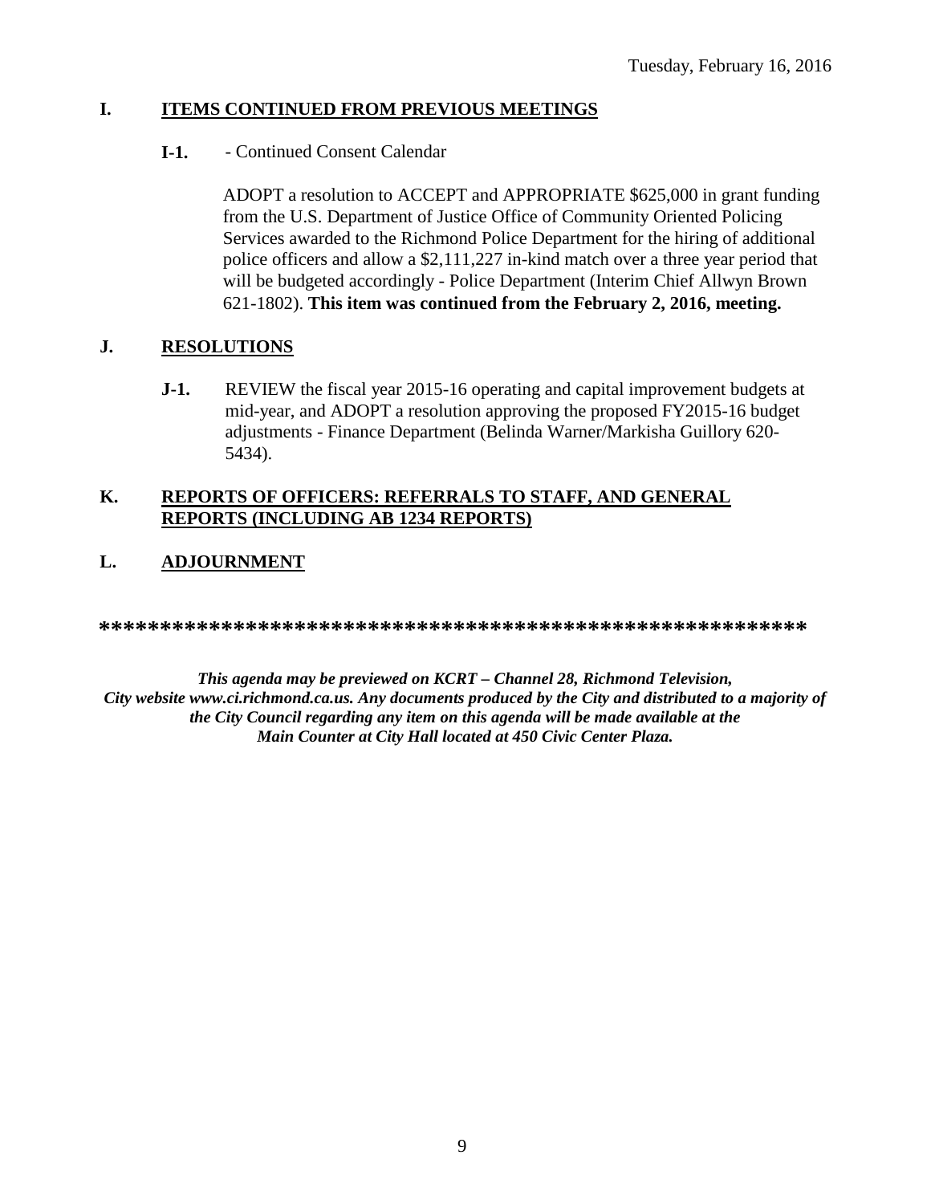Tuesday, February 16, 2016

## I. ITEMS CONTINUED FROM PREVIOUS MEETINGS

**I-1.** - Continued Consent Calendar

ADOPT a resolution to ACCEPT and APPROPRIATE $625,000 in grant funding from the U.S. Department of Justice Office of Community Oriented Policing Services awarded to the Richmond Police Department for the hiring of additional police officers and allow a $2,111,227 in-kind match over a three year period that will be budgeted accordingly - Police Department (Interim Chief Allwyn Brown 621-1802). **This item was continued from the February 2, 2016, meeting.**

## J. RESOLUTIONS

**J-1.** REVIEW the fiscal year 2015-16 operating and capital improvement budgets at mid-year, and ADOPT a resolution approving the proposed FY2015-16 budget adjustments - Finance Department (Belinda Warner/Markisha Guillory 620-5434).

## K. REPORTS OF OFFICERS: REFERRALS TO STAFF, AND GENERAL REPORTS (INCLUDING AB 1234 REPORTS)

## L. ADJOURNMENT

**************************************************************

***This agenda may be previewed on KCRT – Channel 28, Richmond Television, City website www.ci.richmond.ca.us. Any documents produced by the City and distributed to a majority of the City Council regarding any item on this agenda will be made available at the Main Counter at City Hall located at 450 Civic Center Plaza.***